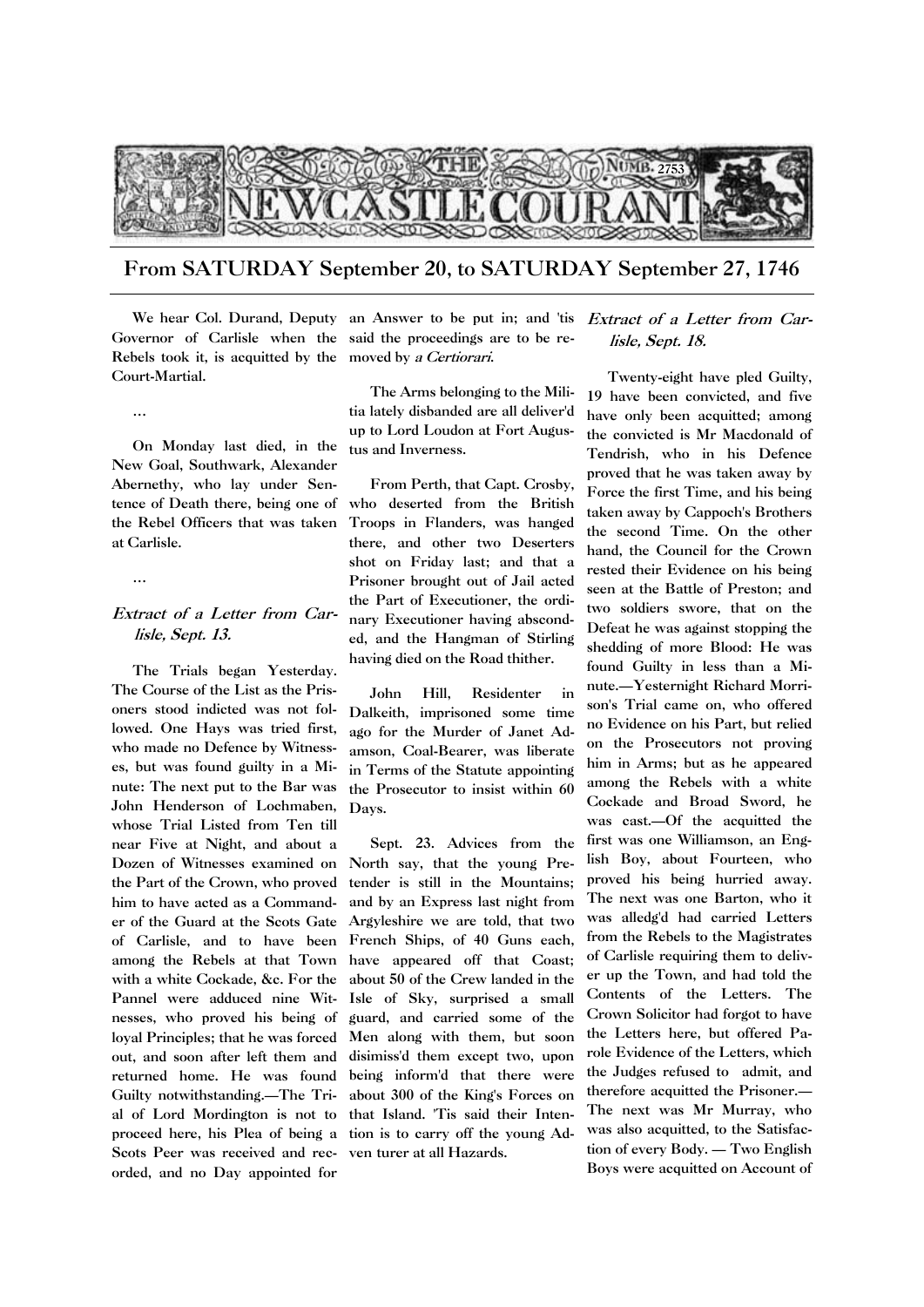# THE NEWCASTLE COURANT

NUMB. 2753

## From SATURDAY September 20, to SATURDAY September 27, 1746

We hear Col. Durand, Deputy Governor of Carlisle when the Rebels took it, is acquitted by the Court-Martial.

...

On Monday last died, in the New Goal, Southwark, Alexander Abernethy, who lay under Sentence of Death there, being one of the Rebel Officers that was taken at Carlisle.

...

### *Extract of a Letter from Carlisle, Sept. 13.*

The Trials began Yesterday. The Course of the List as the Prisoners stood indicted was not followed. One Hays was tried first, who made no Defence by Witnesses, but was found guilty in a Minute: The next put to the Bar was John Henderson of Lochmaben, whose Trial Listed from Ten till near Five at Night, and about a Dozen of Witnesses examined on the Part of the Crown, who proved him to have acted as a Commander of the Guard at the Scots Gate of Carlisle, and to have been among the Rebels at that Town with a white Cockade, &c. For the Pannel were adduced nine Witnesses, who proved his being of loyal Principles; that he was forced out, and soon after left them and returned home. He was found Guilty notwithstanding.—The Trial of Lord Mordington is not to proceed here, his Plea of being a Scots Peer was received and recorded, and no Day appointed for an Answer to be put in; and 'tis said the proceedings are to be removed by *a Certiorari*.

The Arms belonging to the Militia lately disbanded are all deliver'd up to Lord Loudon at Fort Augustus and Inverness.

From Perth, that Capt. Crosby, who deserted from the British Troops in Flanders, was hanged there, and other two Deserters shot on Friday last; and that a Prisoner brought out of Jail acted the Part of Executioner, the ordinary Executioner having absconded, and the Hangman of Stirling having died on the Road thither.

John Hill, Residenter in Dalkeith, imprisoned some time ago for the Murder of Janet Adamson, Coal-Bearer, was liberate in Terms of the Statute appointing the Prosecutor to insist within 60 Days.

Sept. 23. Advices from the North say, that the young Pretender is still in the Mountains; and by an Express last night from Argyleshire we are told, that two French Ships, of 40 Guns each, have appeared off that Coast; about 50 of the Crew landed in the Isle of Sky, surprised a small guard, and carried some of the Men along with them, but soon disimiss'd them except two, upon being inform'd that there were about 300 of the King's Forces on that Island. 'Tis said their Intention is to carry off the young Adventurer at all Hazards.

### *Extract of a Letter from Carlisle, Sept. 18.*

Twenty-eight have pled Guilty, 19 have been convicted, and five have only been acquitted; among the convicted is Mr Macdonald of Tendrish, who in his Defence proved that he was taken away by Force the first Time, and his being taken away by Cappoch's Brothers the second Time. On the other hand, the Council for the Crown rested their Evidence on his being seen at the Battle of Preston; and two soldiers swore, that on the Defeat he was against stopping the shedding of more Blood: He was found Guilty in less than a Minute.—Yesternight Richard Morrison's Trial came on, who offered no Evidence on his Part, but relied on the Prosecutors not proving him in Arms; but as he appeared among the Rebels with a white Cockade and Broad Sword, he was cast.—Of the acquitted the first was one Williamson, an English Boy, about Fourteen, who proved his being hurried away. The next was one Barton, who it was alledg'd had carried Letters from the Rebels to the Magistrates of Carlisle requiring them to deliver up the Town, and had told the Contents of the Letters. The Crown Solicitor had forgot to have the Letters here, but offered Parole Evidence of the Letters, which the Judges refused to admit, and therefore acquitted the Prisoner.—The next was Mr Murray, who was also acquitted, to the Satisfaction of every Body. — Two English Boys were acquitted on Account of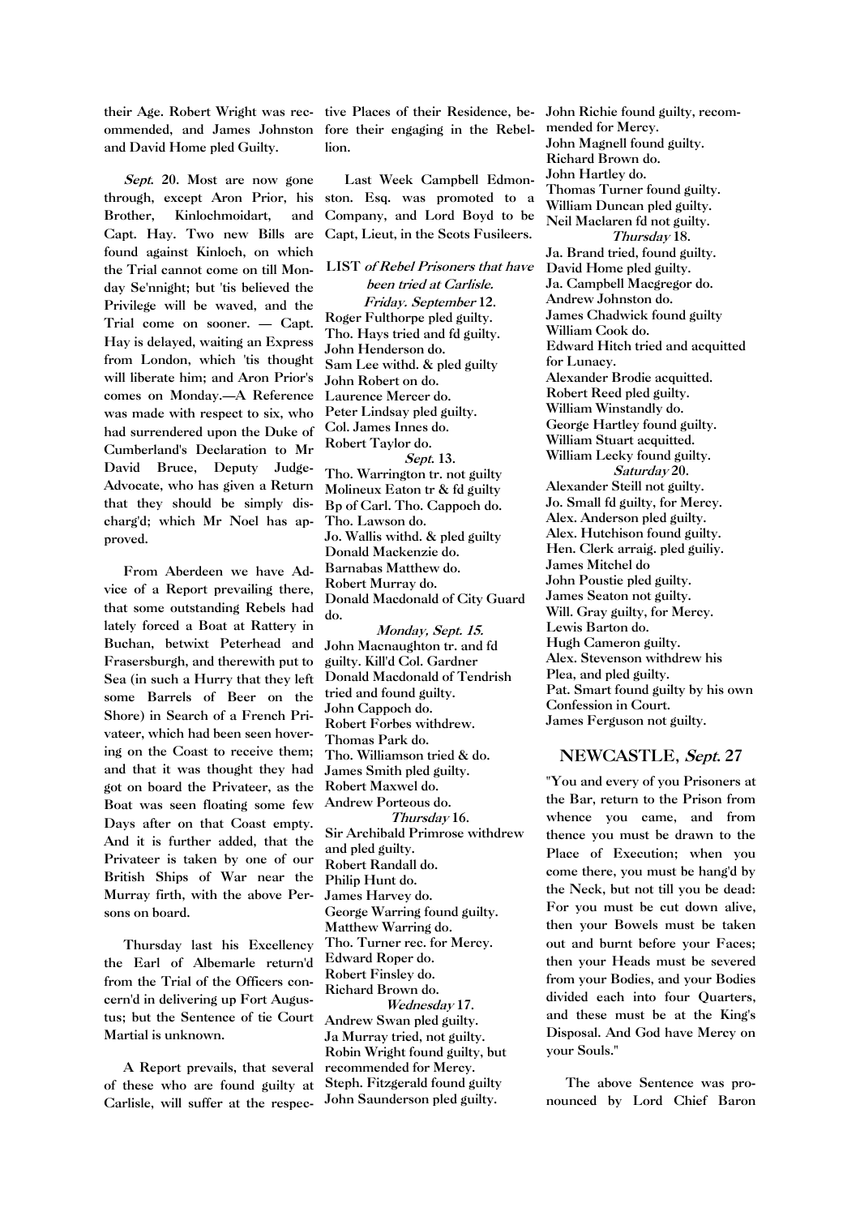their Age. Robert Wright was recommended, and James Johnston and David Home pled Guilty.

*Sept.* 20. Most are now gone through, except Aron Prior, his Brother, Kinlochmoidart, and Capt. Hay. Two new Bills are found against Kinloch, on which the Trial cannot come on till Monday Se'nnight; but 'tis believed the Privilege will be waved, and the Trial come on sooner. — Capt. Hay is delayed, waiting an Express from London, which 'tis thought will liberate him; and Aron Prior's comes on Monday.—A Reference was made with respect to six, who had surrendered upon the Duke of Cumberland's Declaration to Mr David Bruce, Deputy Judge-Advocate, who has given a Return that they should be simply discharg'd; which Mr Noel has approved.

From Aberdeen we have Advice of a Report prevailing there, that some outstanding Rebels had lately forced a Boat at Rattery in Buchan, betwixt Peterhead and Frasersburgh, and therewith put to Sea (in such a Hurry that they left some Barrels of Beer on the Shore) in Search of a French Privateer, which had been seen hovering on the Coast to receive them; and that it was thought they had got on board the Privateer, as the Boat was seen floating some few Days after on that Coast empty. And it is further added, that the Privateer is taken by one of our British Ships of War near the Murray firth, with the above Persons on board.

Thursday last his Excellency the Earl of Albemarle return'd from the Trial of the Officers concern'd in delivering up Fort Augustus; but the Sentence of tie Court Martial is unknown.

A Report prevails, that several of these who are found guilty at Carlisle, will suffer at the respective Places of their Residence, before their engaging in the Rebellion.

Last Week Campbell Edmonston. Esq. was promoted to a Company, and Lord Boyd to be Capt, Lieut, in the Scots Fusileers.

**LIST *of Rebel Prisoners that have been tried at Carlisle.***

***Friday. September* 12.**

Roger Fulthorpe pled guilty.
Tho. Hays tried and fd guilty.
John Henderson do.
Sam Lee withd. & pled guilty
John Robert on do.
Laurence Mercer do.
Peter Lindsay pled guilty.
Col. James Innes do.
Robert Taylor do.

***Sept.* 13.**

Tho. Warrington tr. not guilty
Molineux Eaton tr & fd guilty
Bp of Carl. Tho. Cappoch do.
Tho. Lawson do.
Jo. Wallis withd. & pled guilty
Donald Mackenzie do.
Barnabas Matthew do.
Robert Murray do.
Donald Macdonald of City Guard do.

***Monday, Sept. 15.***

John Macnaughton tr. and fd guilty. Kill'd Col. Gardner
Donald Macdonald of Tendrish tried and found guilty.
John Cappoch do.
Robert Forbes withdrew.
Thomas Park do.
Tho. Williamson tried & do.
James Smith pled guilty.
Robert Maxwel do.
Andrew Porteous do.

***Thursday* 16.**

Sir Archibald Primrose withdrew and pled guilty.
Robert Randall do.
Philip Hunt do.
James Harvey do.
George Warring found guilty.
Matthew Warring do.
Tho. Turner rec. for Mercy.
Edward Roper do.
Robert Finsley do.
Richard Brown do.

***Wednesday* 17.**

Andrew Swan pled guilty.
Ja Murray tried, not guilty.
Robin Wright found guilty, but recommended for Mercy.
Steph. Fitzgerald found guilty
John Saunderson pled guilty.
John Richie found guilty, recommended for Mercy.
John Magnell found guilty.
Richard Brown do.
John Hartley do.
Thomas Turner found guilty.
William Duncan pled guilty.
Neil Maclaren fd not guilty.

***Thursday* 18.**

Ja. Brand tried, found guilty.
David Home pled guilty.
Ja. Campbell Macgregor do.
Andrew Johnston do.
James Chadwick found guilty
William Cook do.
Edward Hitch tried and acquitted for Lunacy.
Alexander Brodie acquitted.
Robert Reed pled guilty.
William Winstandly do.
George Hartley found guilty.
William Stuart acquitted.
William Lecky found guilty.

***Saturday* 20.**

Alexander Steill not guilty.
Jo. Small fd guilty, for Mercy.
Alex. Anderson pled guilty.
Alex. Hutchison found guilty.
Hen. Clerk arraig. pled guiliy.
James Mitchel do
John Poustie pled guilty.
James Seaton not guilty.
Will. Gray guilty, for Mercy.
Lewis Barton do.
Hugh Cameron guilty.
Alex. Stevenson withdrew his Plea, and pled guilty.
Pat. Smart found guilty by his own Confession in Court.
James Ferguson not guilty.

## NEWCASTLE, *Sept.* 27

"You and every of you Prisoners at the Bar, return to the Prison from whence you came, and from thence you must be drawn to the Place of Execution; when you come there, you must be hang'd by the Neck, but not till you be dead: For you must be cut down alive, then your Bowels must be taken out and burnt before your Faces; then your Heads must be severed from your Bodies, and your Bodies divided each into four Quarters, and these must be at the King's Disposal. And God have Mercy on your Souls."

The above Sentence was pronounced by Lord Chief Baron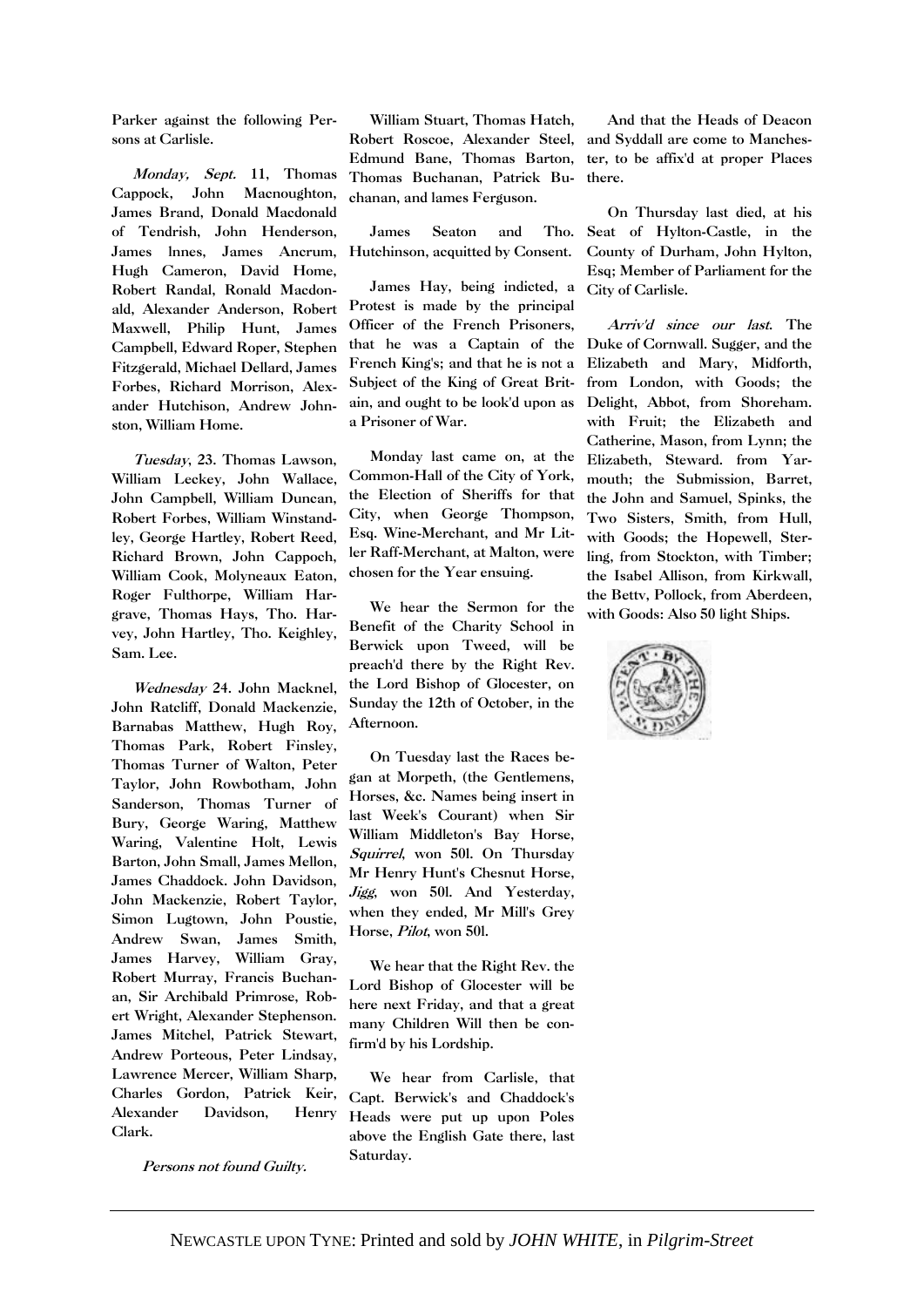Parker against the following Persons at Carlisle.

*Monday, Sept.* 11, Thomas Cappock, John Macnoughton, James Brand, Donald Macdonald of Tendrish, John Henderson, James Innes, James Ancrum, Hugh Cameron, David Home, Robert Randal, Ronald Macdonald, Alexander Anderson, Robert Maxwell, Philip Hunt, James Campbell, Edward Roper, Stephen Fitzgerald, Michael Dellard, James Forbes, Richard Morrison, Alexander Hutchison, Andrew Johnston, William Home.

*Tuesday*, 23. Thomas Lawson, William Leckey, John Wallace, John Campbell, William Duncan, Robert Forbes, William Winstandley, George Hartley, Robert Reed, Richard Brown, John Cappoch, William Cook, Molyneaux Eaton, Roger Fulthorpe, William Hargrave, Thomas Hays, Tho. Harvey, John Hartley, Tho. Keighley, Sam. Lee.

*Wednesday* 24. John Macknel, John Ratcliff, Donald Mackenzie, Barnabas Matthew, Hugh Roy, Thomas Park, Robert Finsley, Thomas Turner of Walton, Peter Taylor, John Rowbotham, John Sanderson, Thomas Turner of Bury, George Waring, Matthew Waring, Valentine Holt, Lewis Barton, John Small, James Mellon, James Chaddock. John Davidson, John Mackenzie, Robert Taylor, Simon Lugtown, John Poustie, Andrew Swan, James Smith, James Harvey, William Gray, Robert Murray, Francis Buchanan, Sir Archibald Primrose, Robert Wright, Alexander Stephenson. James Mitchel, Patrick Stewart, Andrew Porteous, Peter Lindsay, Lawrence Mercer, William Sharp, Charles Gordon, Patrick Keir, Alexander Davidson, Henry Clark.

*Persons not found Guilty.*

William Stuart, Thomas Hatch, Robert Roscoe, Alexander Steel, Edmund Bane, Thomas Barton, Thomas Buchanan, Patrick Buchanan, and lames Ferguson.

James Seaton and Tho. Hutchinson, acquitted by Consent.

James Hay, being indicted, a Protest is made by the principal Officer of the French Prisoners, that he was a Captain of the French King's; and that he is not a Subject of the King of Great Britain, and ought to be look'd upon as a Prisoner of War.

Monday last came on, at the Common-Hall of the City of York, the Election of Sheriffs for that City, when George Thompson, Esq. Wine-Merchant, and Mr Littler Raff-Merchant, at Malton, were chosen for the Year ensuing.

We hear the Sermon for the Benefit of the Charity School in Berwick upon Tweed, will be preach'd there by the Right Rev. the Lord Bishop of Glocester, on Sunday the 12th of October, in the Afternoon.

On Tuesday last the Races began at Morpeth, (the Gentlemens, Horses, &c. Names being insert in last Week's Courant) when Sir William Middleton's Bay Horse, *Squirrel*, won 50l. On Thursday Mr Henry Hunt's Chesnut Horse, *Jigg*, won 50l. And Yesterday, when they ended, Mr Mill's Grey Horse, *Pilot*, won 50l.

We hear that the Right Rev. the Lord Bishop of Glocester will be here next Friday, and that a great many Children Will then be confirm'd by his Lordship.

We hear from Carlisle, that Capt. Berwick's and Chaddock's Heads were put up upon Poles above the English Gate there, last Saturday.

And that the Heads of Deacon and Syddall are come to Manchester, to be affix'd at proper Places there.

On Thursday last died, at his Seat of Hylton-Castle, in the County of Durham, John Hylton, Esq; Member of Parliament for the City of Carlisle.

*Arriv'd since our last.* The Duke of Cornwall. Sugger, and the Elizabeth and Mary, Midforth, from London, with Goods; the Delight, Abbot, from Shoreham. with Fruit; the Elizabeth and Catherine, Mason, from Lynn; the Elizabeth, Steward. from Yarmouth; the Submission, Barret, the John and Samuel, Spinks, the Two Sisters, Smith, from Hull, with Goods; the Hopewell, Sterling, from Stockton, with Timber; the Isabel Allison, from Kirkwall, the Bettv, Pollock, from Aberdeen, with Goods: Also 50 light Ships.

PATENT · BY THE KING

NEWCASTLE UPON TYNE: Printed and sold by *JOHN WHITE*, in *Pilgrim-Street*